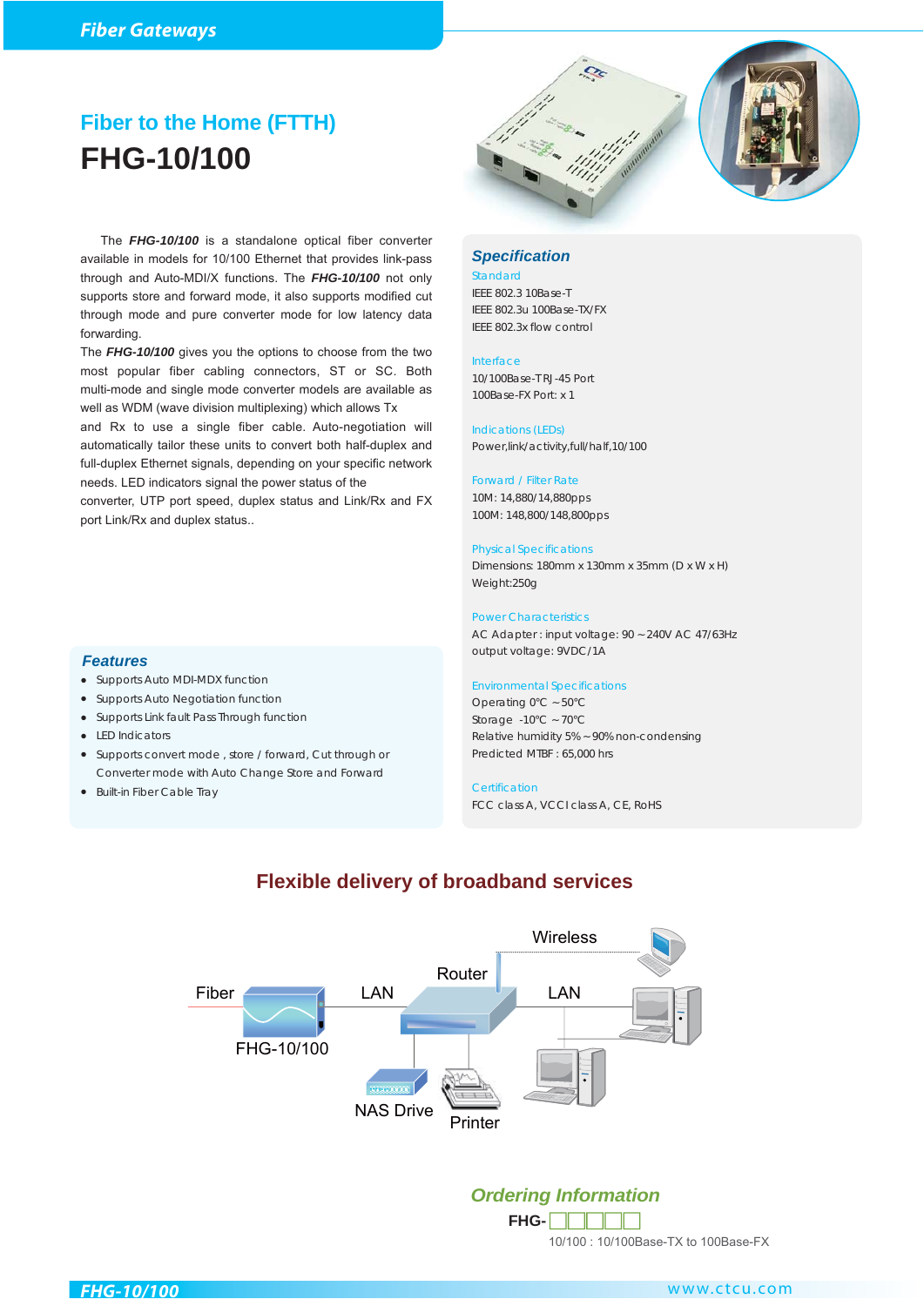# Fiber to the Home (FTTH)

# FHG-10/100

The ***FHG-10/100*** is a standalone optical fiber converter available in models for 10/100 Ethernet that provides link-pass through and Auto-MDI/X functions. The ***FHG-10/100*** not only supports store and forward mode, it also supports modified cut through mode and pure converter mode for low latency data forwarding.

The ***FHG-10/100*** gives you the options to choose from the two most popular fiber cabling connectors, ST or SC. Both multi-mode and single mode converter models are available as well as WDM (wave division multiplexing) which allows Tx and Rx to use a single fiber cable. Auto-negotiation will automatically tailor these units to convert both half-duplex and full-duplex Ethernet signals, depending on your specific network needs. LED indicators signal the power status of the converter, UTP port speed, duplex status and Link/Rx and FX port Link/Rx and duplex status..

## Features

- Supports Auto MDI-MDX function
- Supports Auto Negotiation function
- Supports Link fault Pass Through function
- LED Indicators
- Supports convert mode , store / forward, Cut through or Converter mode with Auto Change Store and Forward
- Built-in Fiber Cable Tray

## Specification

**Standard**

IEEE 802.3 10Base-T
IEEE 802.3u 100Base-TX/FX
IEEE 802.3x flow control

**Interface**

10/100Base-TRJ-45 Port
100Base-FX Port: x 1

**Indications (LEDs)**

Power,link/activity,full/half,10/100

**Forward / Filter Rate**

10M: 14,880/14,880pps
100M: 148,800/148,800pps

**Physical Specifications**

Dimensions: 180mm x 130mm x 35mm (D x W x H)
Weight:250g

**Power Characteristics**

AC Adapter: input voltage: 90 ~ 240V AC 47/63Hz
output voltage: 9VDC/1A

**Environmental Specifications**

Operating 0℃ ~50℃
Storage -10℃ ~70℃
Relative humidity 5% ~ 90% non-condensing
Predicted MTBF : 65,000 hrs

**Certification**

FCC class A, VCCI class A, CE, RoHS

## Flexible delivery of broadband services

Fiber — FHG-10/100 — LAN — Router — Wireless — LAN — NAS Drive — Printer

## Ordering Information

FHG-□□□□□

10/100 : 10/100Base-TX to 100Base-FX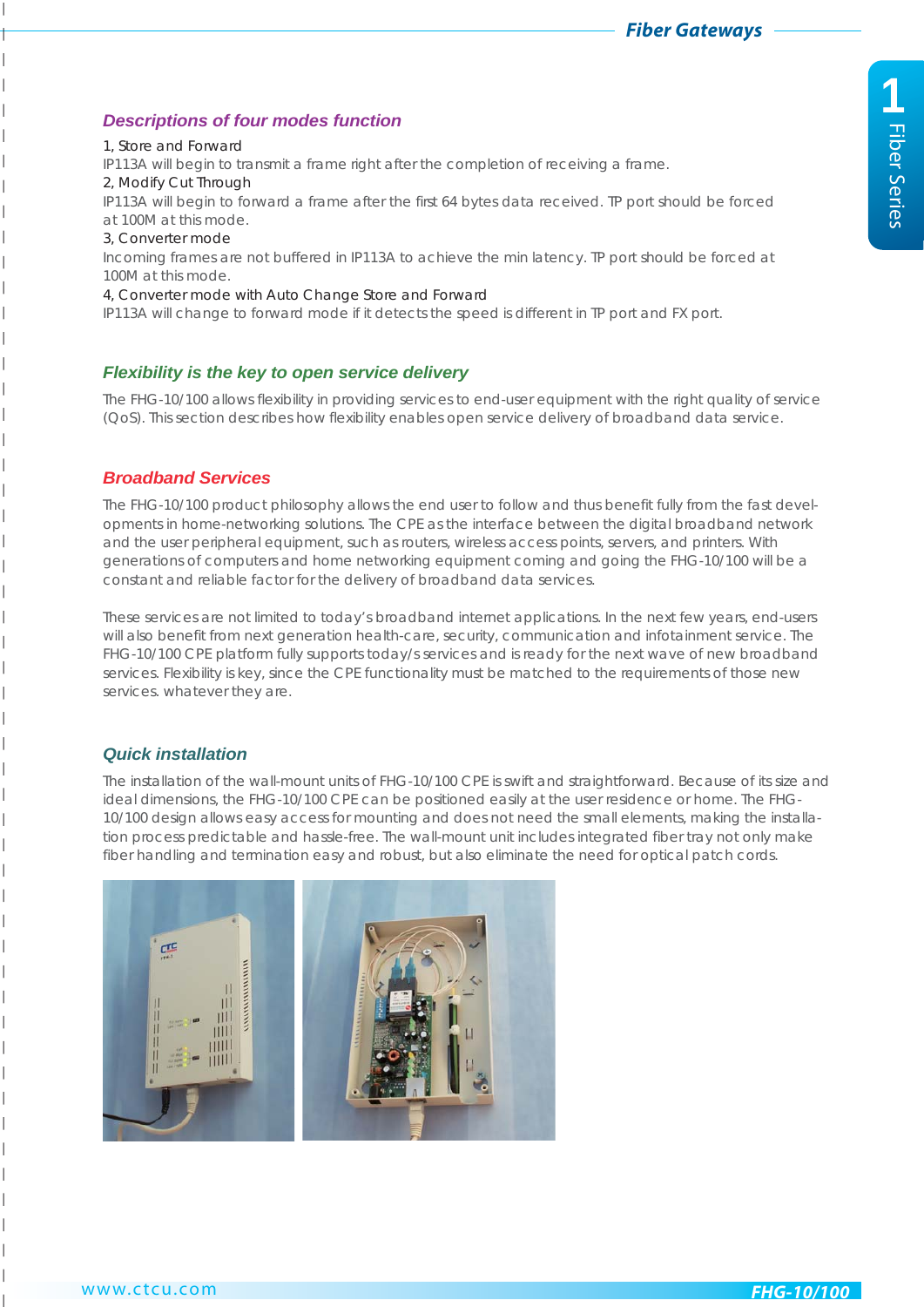## Descriptions of four modes function

1, Store and Forward
IP113A will begin to transmit a frame right after the completion of receiving a frame.
2, Modify Cut Through
IP113A will begin to forward a frame after the first 64 bytes data received. TP port should be forced at 100M at this mode.
3, Converter mode
Incoming frames are not buffered in IP113A to achieve the min latency. TP port should be forced at 100M at this mode.
4, Converter mode with Auto Change Store and Forward
IP113A will change to forward mode if it detects the speed is different in TP port and FX port.

## Flexibility is the key to open service delivery

The FHG-10/100 allows flexibility in providing services to end-user equipment with the right quality of service (QoS). This section describes how flexibility enables open service delivery of broadband data service.

## Broadband Services

The FHG-10/100 product philosophy allows the end user to follow and thus benefit fully from the fast developments in home-networking solutions. The CPE as the interface between the digital broadband network and the user peripheral equipment, such as routers, wireless access points, servers, and printers. With generations of computers and home networking equipment coming and going the FHG-10/100 will be a constant and reliable factor for the delivery of broadband data services.

These services are not limited to today's broadband internet applications. In the next few years, end-users will also benefit from next generation health-care, security, communication and infotainment service. The FHG-10/100 CPE platform fully supports today/s services and is ready for the next wave of new broadband services. Flexibility is key, since the CPE functionality must be matched to the requirements of those new services. whatever they are.

## Quick installation

The installation of the wall-mount units of FHG-10/100 CPE is swift and straightforward. Because of its size and ideal dimensions, the FHG-10/100 CPE can be positioned easily at the user residence or home. The FHG-10/100 design allows easy access for mounting and does not need the small elements, making the installation process predictable and hassle-free. The wall-mount unit includes integrated fiber tray not only make fiber handling and termination easy and robust, but also eliminate the need for optical patch cords.